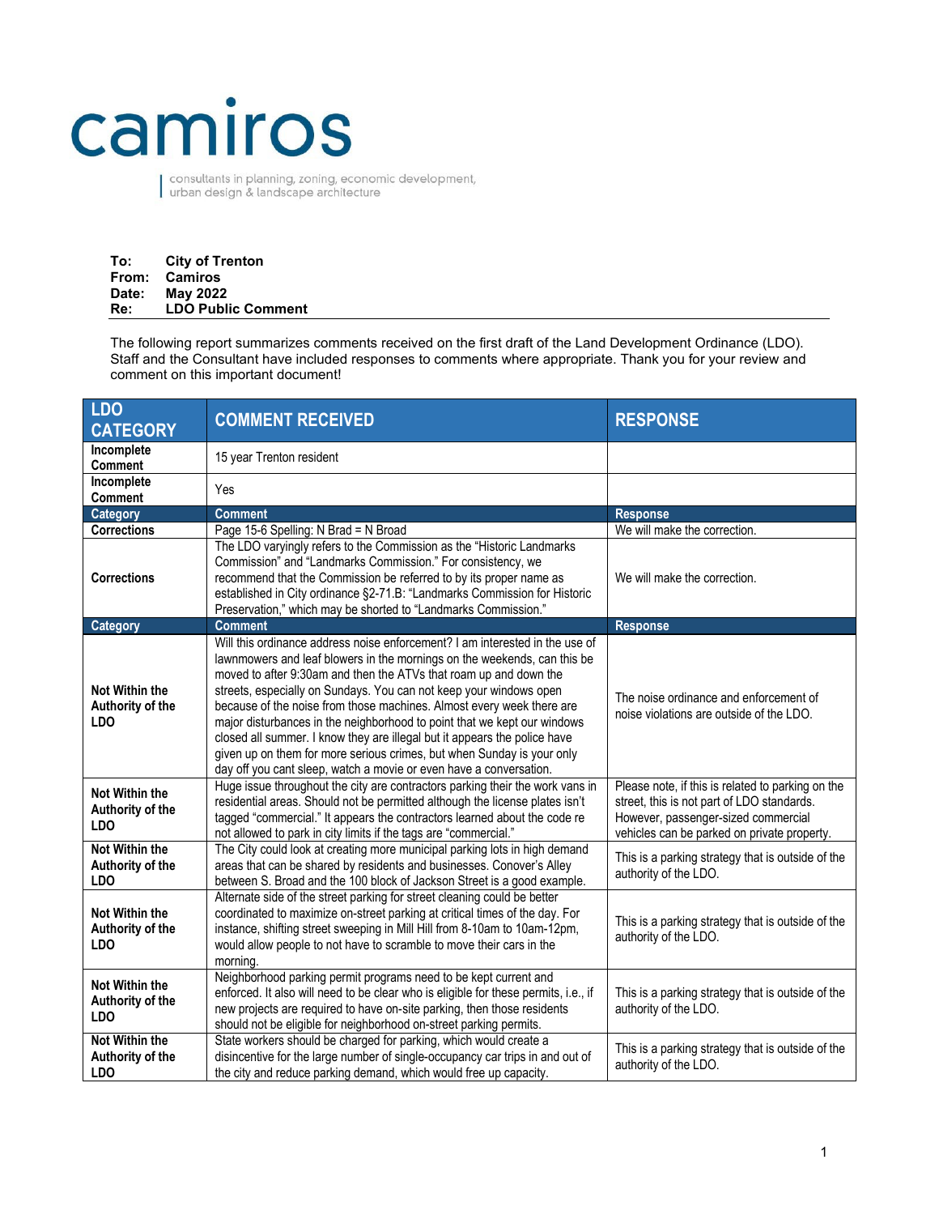camiros

consultants in planning, zoning, economic development, urban design & landscape architecture

**To:** City of Trenton
**From:** Camiros
**Date:** May 2022
**Re:** LDO Public Comment

The following report summarizes comments received on the first draft of the Land Development Ordinance (LDO). Staff and the Consultant have included responses to comments where appropriate. Thank you for your review and comment on this important document!

| LDO CATEGORY | COMMENT RECEIVED | RESPONSE |
|---|---|---|
| **Incomplete Comment** | 15 year Trenton resident | |
| **Incomplete Comment** | Yes | |
| **Category** | **Comment** | **Response** |
| **Corrections** | Page 15-6 Spelling: N Brad = N Broad | We will make the correction. |
| **Corrections** | The LDO varyingly refers to the Commission as the "Historic Landmarks Commission" and "Landmarks Commission." For consistency, we recommend that the Commission be referred to by its proper name as established in City ordinance §2-71.B: "Landmarks Commission for Historic Preservation," which may be shorted to "Landmarks Commission." | We will make the correction. |
| **Category** | **Comment** | **Response** |
| **Not Within the Authority of the LDO** | Will this ordinance address noise enforcement? I am interested in the use of lawnmowers and leaf blowers in the mornings on the weekends, can this be moved to after 9:30am and then the ATVs that roam up and down the streets, especially on Sundays. You can not keep your windows open because of the noise from those machines. Almost every week there are major disturbances in the neighborhood to point that we kept our windows closed all summer. I know they are illegal but it appears the police have given up on them for more serious crimes, but when Sunday is your only day off you cant sleep, watch a movie or even have a conversation. | The noise ordinance and enforcement of noise violations are outside of the LDO. |
| **Not Within the Authority of the LDO** | Huge issue throughout the city are contractors parking their the work vans in residential areas. Should not be permitted although the license plates isn't tagged "commercial." It appears the contractors learned about the code re not allowed to park in city limits if the tags are "commercial." | Please note, if this is related to parking on the street, this is not part of LDO standards. However, passenger-sized commercial vehicles can be parked on private property. |
| **Not Within the Authority of the LDO** | The City could look at creating more municipal parking lots in high demand areas that can be shared by residents and businesses. Conover's Alley between S. Broad and the 100 block of Jackson Street is a good example. | This is a parking strategy that is outside of the authority of the LDO. |
| **Not Within the Authority of the LDO** | Alternate side of the street parking for street cleaning could be better coordinated to maximize on-street parking at critical times of the day. For instance, shifting street sweeping in Mill Hill from 8-10am to 10am-12pm, would allow people to not have to scramble to move their cars in the morning. | This is a parking strategy that is outside of the authority of the LDO. |
| **Not Within the Authority of the LDO** | Neighborhood parking permit programs need to be kept current and enforced. It also will need to be clear who is eligible for these permits, i.e., if new projects are required to have on-site parking, then those residents should not be eligible for neighborhood on-street parking permits. | This is a parking strategy that is outside of the authority of the LDO. |
| **Not Within the Authority of the LDO** | State workers should be charged for parking, which would create a disincentive for the large number of single-occupancy car trips in and out of the city and reduce parking demand, which would free up capacity. | This is a parking strategy that is outside of the authority of the LDO. |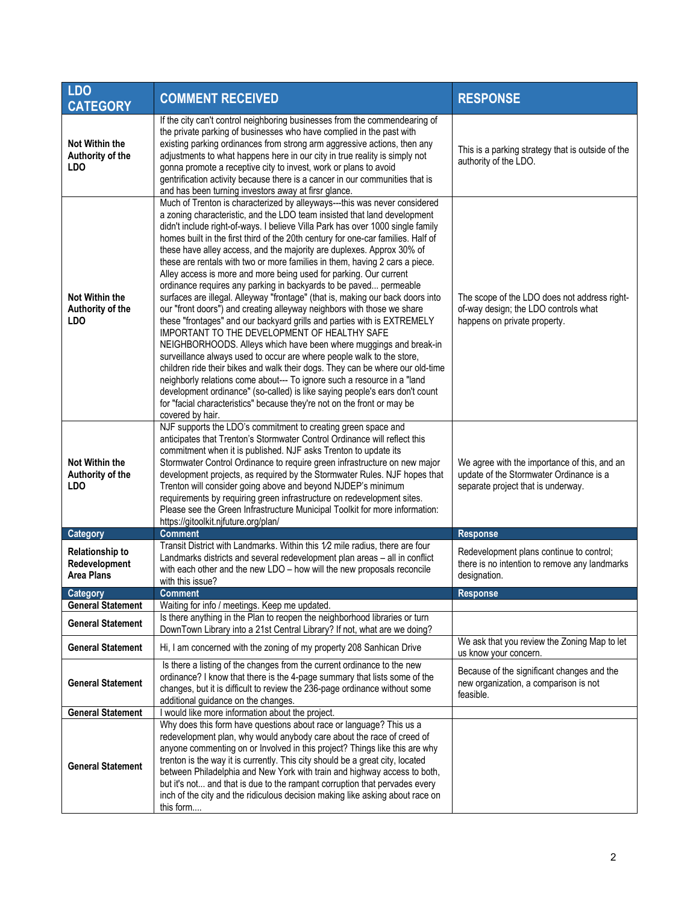| LDO CATEGORY | COMMENT RECEIVED | RESPONSE |
|---|---|---|
| Not Within the Authority of the LDO | If the city can't control neighboring businesses from the commendeering of the private parking of businesses who have complied in the past with existing parking ordinances from strong arm aggressive actions, then any adjustments to what happens here in our city in true reality is simply not gonna promote a receptive city to invest, work or plans to avoid gentrification activity because there is a cancer in our communities that is and has been turning investors away at firsr glance. | This is a parking strategy that is outside of the authority of the LDO. |
| Not Within the Authority of the LDO | Much of Trenton is characterized by alleyways---this was never considered a zoning characteristic, and the LDO team insisted that land development didn't include right-of-ways. I believe Villa Park has over 1000 single family homes built in the first third of the 20th century for one-car families. Half of these have alley access, and the majority are duplexes. Approx 30% of these are rentals with two or more families in them, having 2 cars a piece. Alley access is more and more being used for parking. Our current ordinance requires any parking in backyards to be paved... permeable surfaces are illegal. Alleyway "frontage" (that is, making our back doors into our "front doors") and creating alleyway neighbors with those we share these "frontages" and our backyard grills and parties with is EXTREMELY IMPORTANT TO THE DEVELOPMENT OF HEALTHY SAFE NEIGHBORHOODS. Alleys which have been where muggings and break-in surveillance always used to occur are where people walk to the store, children ride their bikes and walk their dogs. They can be where our old-time neighborly relations come about--- To ignore such a resource in a "land development ordinance" (so-called) is like saying people's ears don't count for "facial characteristics" because they're not on the front or may be covered by hair. | The scope of the LDO does not address right-of-way design; the LDO controls what happens on private property. |
| Not Within the Authority of the LDO | NJF supports the LDO's commitment to creating green space and anticipates that Trenton's Stormwater Control Ordinance will reflect this commitment when it is published. NJF asks Trenton to update its Stormwater Control Ordinance to require green infrastructure on new major development projects, as required by the Stormwater Rules. NJF hopes that Trenton will consider going above and beyond NJDEP's minimum requirements by requiring green infrastructure on redevelopment sites. Please see the Green Infrastructure Municipal Toolkit for more information: https://gitoolkit.njfuture.org/plan/ | We agree with the importance of this, and an update of the Stormwater Ordinance is a separate project that is underway. |
| **Category** | **Comment** | **Response** |
| Relationship to Redevelopment Area Plans | Transit District with Landmarks. Within this 1⁄2 mile radius, there are four Landmarks districts and several redevelopment plan areas – all in conflict with each other and the new LDO – how will the new proposals reconcile with this issue? | Redevelopment plans continue to control; there is no intention to remove any landmarks designation. |
| **Category** | **Comment** | **Response** |
| General Statement | Waiting for info / meetings. Keep me updated. | |
| General Statement | Is there anything in the Plan to reopen the neighborhood libraries or turn DownTown Library into a 21st Central Library? If not, what are we doing? | |
| General Statement | Hi, I am concerned with the zoning of my property 208 Sanhican Drive | We ask that you review the Zoning Map to let us know your concern. |
| General Statement | Is there a listing of the changes from the current ordinance to the new ordinance? I know that there is the 4-page summary that lists some of the changes, but it is difficult to review the 236-page ordinance without some additional guidance on the changes. | Because of the significant changes and the new organization, a comparison is not feasible. |
| General Statement | I would like more information about the project. | |
| General Statement | Why does this form have questions about race or language? This us a redevelopment plan, why would anybody care about the race of creed of anyone commenting on or Involved in this project? Things like this are why trenton is the way it is currently. This city should be a great city, located between Philadelphia and New York with train and highway access to both, but it's not... and that is due to the rampant corruption that pervades every inch of the city and the ridiculous decision making like asking about race on this form.... | |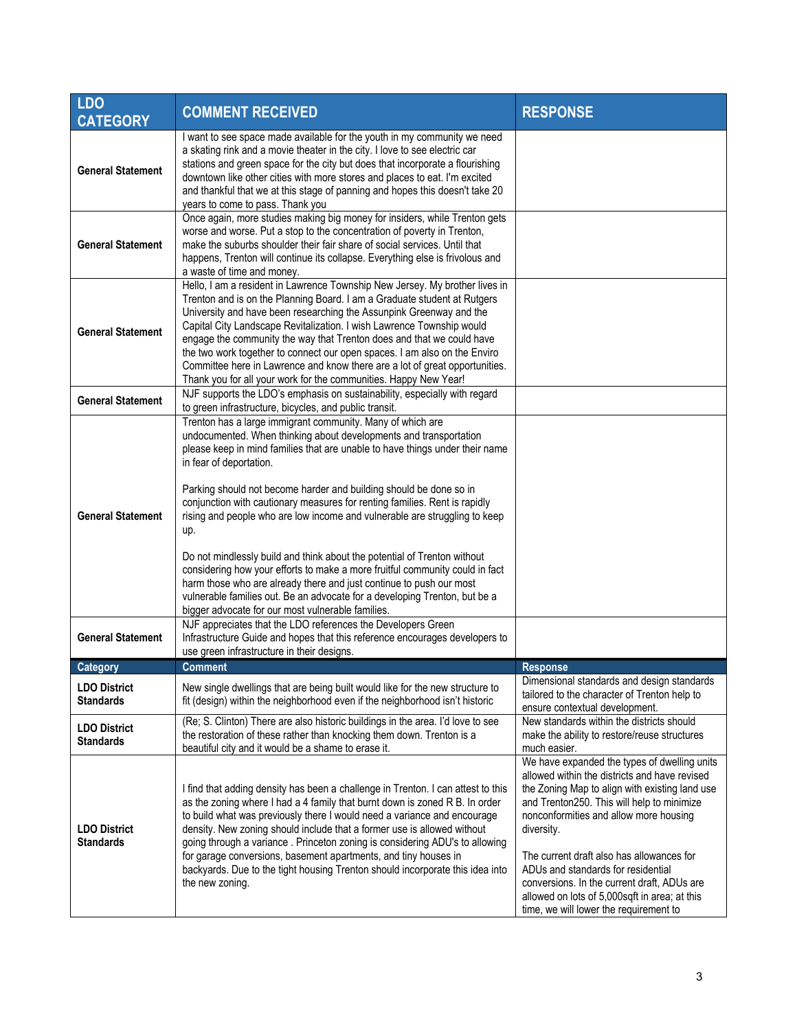| LDO CATEGORY | COMMENT RECEIVED | RESPONSE |
|---|---|---|
| **General Statement** | I want to see space made available for the youth in my community we need a skating rink and a movie theater in the city. I love to see electric car stations and green space for the city but does that incorporate a flourishing downtown like other cities with more stores and places to eat. I'm excited and thankful that we at this stage of panning and hopes this doesn't take 20 years to come to pass. Thank you | |
| **General Statement** | Once again, more studies making big money for insiders, while Trenton gets worse and worse. Put a stop to the concentration of poverty in Trenton, make the suburbs shoulder their fair share of social services. Until that happens, Trenton will continue its collapse. Everything else is frivolous and a waste of time and money. | |
| **General Statement** | Hello, I am a resident in Lawrence Township New Jersey. My brother lives in Trenton and is on the Planning Board. I am a Graduate student at Rutgers University and have been researching the Assunpink Greenway and the Capital City Landscape Revitalization. I wish Lawrence Township would engage the community the way that Trenton does and that we could have the two work together to connect our open spaces. I am also on the Enviro Committee here in Lawrence and know there are a lot of great opportunities. Thank you for all your work for the communities. Happy New Year! | |
| **General Statement** | NJF supports the LDO's emphasis on sustainability, especially with regard to green infrastructure, bicycles, and public transit. | |
| **General Statement** | Trenton has a large immigrant community. Many of which are undocumented. When thinking about developments and transportation please keep in mind families that are unable to have things under their name in fear of deportation.<br><br>Parking should not become harder and building should be done so in conjunction with cautionary measures for renting families. Rent is rapidly rising and people who are low income and vulnerable are struggling to keep up.<br><br>Do not mindlessly build and think about the potential of Trenton without considering how your efforts to make a more fruitful community could in fact harm those who are already there and just continue to push our most vulnerable families out. Be an advocate for a developing Trenton, but be a bigger advocate for our most vulnerable families. | |
| **General Statement** | NJF appreciates that the LDO references the Developers Green Infrastructure Guide and hopes that this reference encourages developers to use green infrastructure in their designs. | |

| Category | Comment | Response |
|---|---|---|
| **LDO District Standards** | New single dwellings that are being built would like for the new structure to fit (design) within the neighborhood even if the neighborhood isn't historic | Dimensional standards and design standards tailored to the character of Trenton help to ensure contextual development. |
| **LDO District Standards** | (Re; S. Clinton) There are also historic buildings in the area. I'd love to see the restoration of these rather than knocking them down. Trenton is a beautiful city and it would be a shame to erase it. | New standards within the districts should make the ability to restore/reuse structures much easier. |
| **LDO District Standards** | I find that adding density has been a challenge in Trenton. I can attest to this as the zoning where I had a 4 family that burnt down is zoned R B. In order to build what was previously there I would need a variance and encourage density. New zoning should include that a former use is allowed without going through a variance . Princeton zoning is considering ADU's to allowing for garage conversions, basement apartments, and tiny houses in backyards. Due to the tight housing Trenton should incorporate this idea into the new zoning. | We have expanded the types of dwelling units allowed within the districts and have revised the Zoning Map to align with existing land use and Trenton250. This will help to minimize nonconformities and allow more housing diversity.<br><br>The current draft also has allowances for ADUs and standards for residential conversions. In the current draft, ADUs are allowed on lots of 5,000sqft in area; at this time, we will lower the requirement to |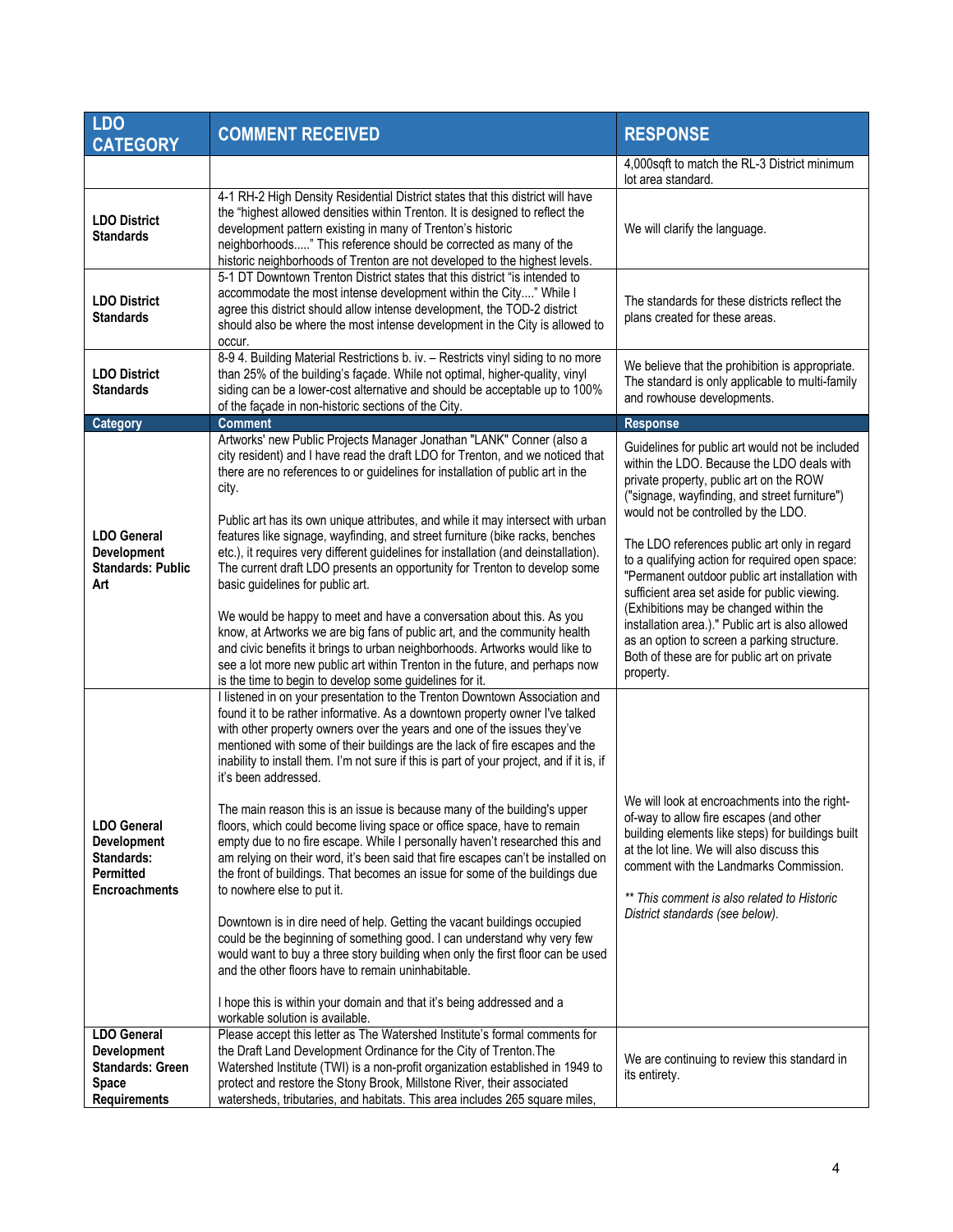| LDO CATEGORY | COMMENT RECEIVED | RESPONSE |
|---|---|---|
| | | 4,000sqft to match the RL-3 District minimum lot area standard. |
| **LDO District Standards** | 4-1 RH-2 High Density Residential District states that this district will have the "highest allowed densities within Trenton. It is designed to reflect the development pattern existing in many of Trenton's historic neighborhoods....." This reference should be corrected as many of the historic neighborhoods of Trenton are not developed to the highest levels. | We will clarify the language. |
| **LDO District Standards** | 5-1 DT Downtown Trenton District states that this district "is intended to accommodate the most intense development within the City...." While I agree this district should allow intense development, the TOD-2 district should also be where the most intense development in the City is allowed to occur. | The standards for these districts reflect the plans created for these areas. |
| **LDO District Standards** | 8-9 4. Building Material Restrictions b. iv. – Restricts vinyl siding to no more than 25% of the building's façade. While not optimal, higher-quality, vinyl siding can be a lower-cost alternative and should be acceptable up to 100% of the façade in non-historic sections of the City. | We believe that the prohibition is appropriate. The standard is only applicable to multi-family and rowhouse developments. |
| **Category** | **Comment** | **Response** |
| **LDO General Development Standards: Public Art** | Artworks' new Public Projects Manager Jonathan "LANK" Conner (also a city resident) and I have read the draft LDO for Trenton, and we noticed that there are no references to or guidelines for installation of public art in the city.<br><br>Public art has its own unique attributes, and while it may intersect with urban features like signage, wayfinding, and street furniture (bike racks, benches etc.), it requires very different guidelines for installation (and deinstallation). The current draft LDO presents an opportunity for Trenton to develop some basic guidelines for public art.<br><br>We would be happy to meet and have a conversation about this. As you know, at Artworks we are big fans of public art, and the community health and civic benefits it brings to urban neighborhoods. Artworks would like to see a lot more new public art within Trenton in the future, and perhaps now is the time to begin to develop some guidelines for it. | Guidelines for public art would not be included within the LDO. Because the LDO deals with private property, public art on the ROW ("signage, wayfinding, and street furniture") would not be controlled by the LDO.<br><br>The LDO references public art only in regard to a qualifying action for required open space: "Permanent outdoor public art installation with sufficient area set aside for public viewing. (Exhibitions may be changed within the installation area.)." Public art is also allowed as an option to screen a parking structure. Both of these are for public art on private property. |
| **LDO General Development Standards: Permitted Encroachments** | I listened in on your presentation to the Trenton Downtown Association and found it to be rather informative. As a downtown property owner I've talked with other property owners over the years and one of the issues they've mentioned with some of their buildings are the lack of fire escapes and the inability to install them. I'm not sure if this is part of your project, and if it is, if it's been addressed.<br><br>The main reason this is an issue is because many of the building's upper floors, which could become living space or office space, have to remain empty due to no fire escape. While I personally haven't researched this and am relying on their word, it's been said that fire escapes can't be installed on the front of buildings. That becomes an issue for some of the buildings due to nowhere else to put it.<br><br>Downtown is in dire need of help. Getting the vacant buildings occupied could be the beginning of something good. I can understand why very few would want to buy a three story building when only the first floor can be used and the other floors have to remain uninhabitable.<br><br>I hope this is within your domain and that it's being addressed and a workable solution is available. | We will look at encroachments into the right-of-way to allow fire escapes (and other building elements like steps) for buildings built at the lot line. We will also discuss this comment with the Landmarks Commission.<br><br>*** This comment is also related to Historic District standards (see below).* |
| **LDO General Development Standards: Green Space Requirements** | Please accept this letter as The Watershed Institute's formal comments for the Draft Land Development Ordinance for the City of Trenton.The Watershed Institute (TWI) is a non-profit organization established in 1949 to protect and restore the Stony Brook, Millstone River, their associated watersheds, tributaries, and habitats. This area includes 265 square miles, | We are continuing to review this standard in its entirety. |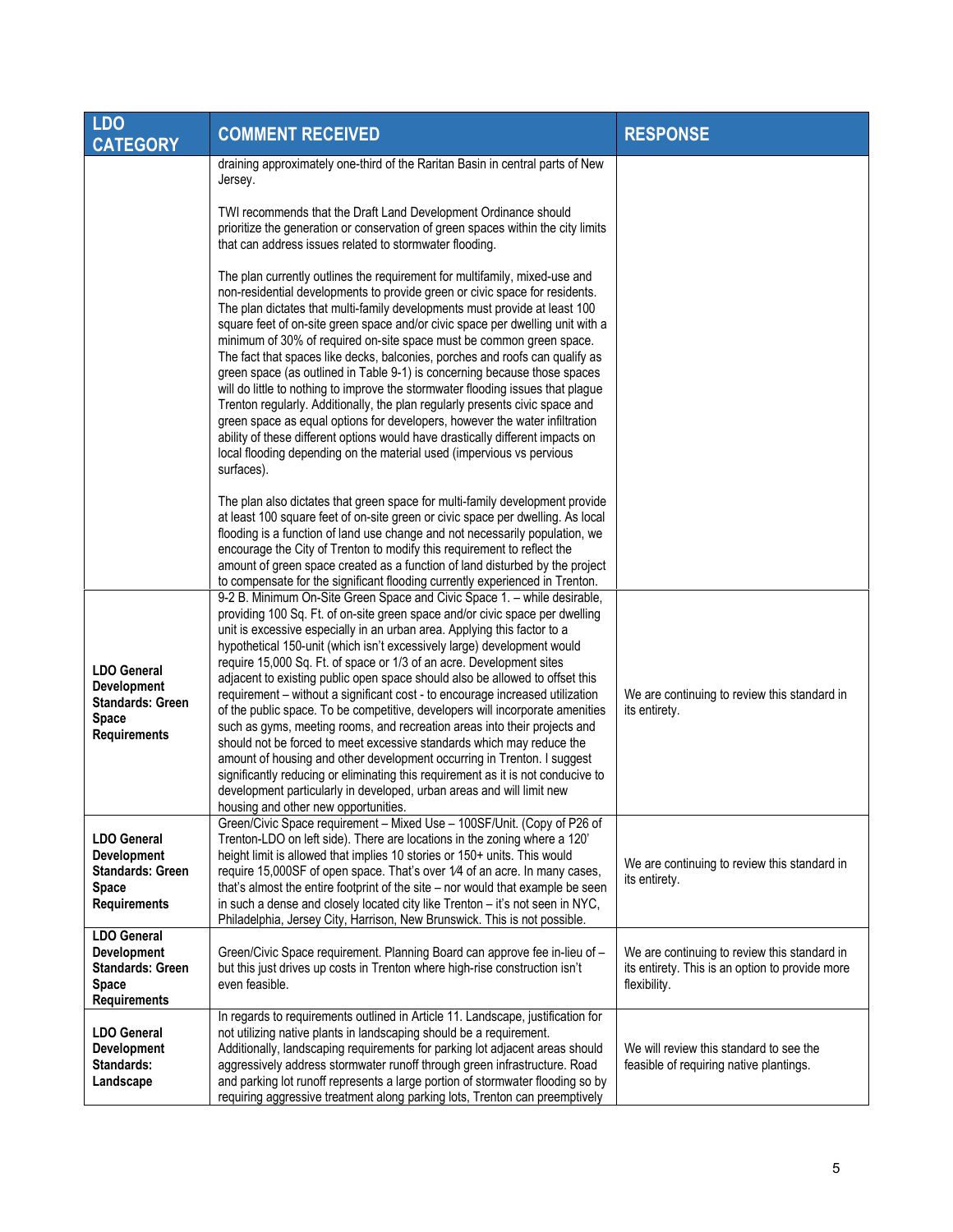| LDO CATEGORY | COMMENT RECEIVED | RESPONSE |
|---|---|---|
| | draining approximately one-third of the Raritan Basin in central parts of New Jersey.<br><br>TWI recommends that the Draft Land Development Ordinance should prioritize the generation or conservation of green spaces within the city limits that can address issues related to stormwater flooding.<br><br>The plan currently outlines the requirement for multifamily, mixed-use and non-residential developments to provide green or civic space for residents. The plan dictates that multi-family developments must provide at least 100 square feet of on-site green space and/or civic space per dwelling unit with a minimum of 30% of required on-site space must be common green space. The fact that spaces like decks, balconies, porches and roofs can qualify as green space (as outlined in Table 9-1) is concerning because those spaces will do little to nothing to improve the stormwater flooding issues that plague Trenton regularly. Additionally, the plan regularly presents civic space and green space as equal options for developers, however the water infiltration ability of these different options would have drastically different impacts on local flooding depending on the material used (impervious vs pervious surfaces).<br><br>The plan also dictates that green space for multi-family development provide at least 100 square feet of on-site green or civic space per dwelling. As local flooding is a function of land use change and not necessarily population, we encourage the City of Trenton to modify this requirement to reflect the amount of green space created as a function of land disturbed by the project to compensate for the significant flooding currently experienced in Trenton. | |
| **LDO General Development Standards: Green Space Requirements** | 9-2 B. Minimum On-Site Green Space and Civic Space 1. – while desirable, providing 100 Sq. Ft. of on-site green space and/or civic space per dwelling unit is excessive especially in an urban area. Applying this factor to a hypothetical 150-unit (which isn't excessively large) development would require 15,000 Sq. Ft. of space or 1/3 of an acre. Development sites adjacent to existing public open space should also be allowed to offset this requirement – without a significant cost - to encourage increased utilization of the public space. To be competitive, developers will incorporate amenities such as gyms, meeting rooms, and recreation areas into their projects and should not be forced to meet excessive standards which may reduce the amount of housing and other development occurring in Trenton. I suggest significantly reducing or eliminating this requirement as it is not conducive to development particularly in developed, urban areas and will limit new housing and other new opportunities. | We are continuing to review this standard in its entirety. |
| **LDO General Development Standards: Green Space Requirements** | Green/Civic Space requirement – Mixed Use – 100SF/Unit. (Copy of P26 of Trenton-LDO on left side). There are locations in the zoning where a 120' height limit is allowed that implies 10 stories or 150+ units. This would require 15,000SF of open space. That's over 1⁄4 of an acre. In many cases, that's almost the entire footprint of the site – nor would that example be seen in such a dense and closely located city like Trenton – it's not seen in NYC, Philadelphia, Jersey City, Harrison, New Brunswick. This is not possible. | We are continuing to review this standard in its entirety. |
| **LDO General Development Standards: Green Space Requirements** | Green/Civic Space requirement. Planning Board can approve fee in-lieu of – but this just drives up costs in Trenton where high-rise construction isn't even feasible. | We are continuing to review this standard in its entirety. This is an option to provide more flexibility. |
| **LDO General Development Standards: Landscape** | In regards to requirements outlined in Article 11. Landscape, justification for not utilizing native plants in landscaping should be a requirement. Additionally, landscaping requirements for parking lot adjacent areas should aggressively address stormwater runoff through green infrastructure. Road and parking lot runoff represents a large portion of stormwater flooding so by requiring aggressive treatment along parking lots, Trenton can preemptively | We will review this standard to see the feasible of requiring native plantings. |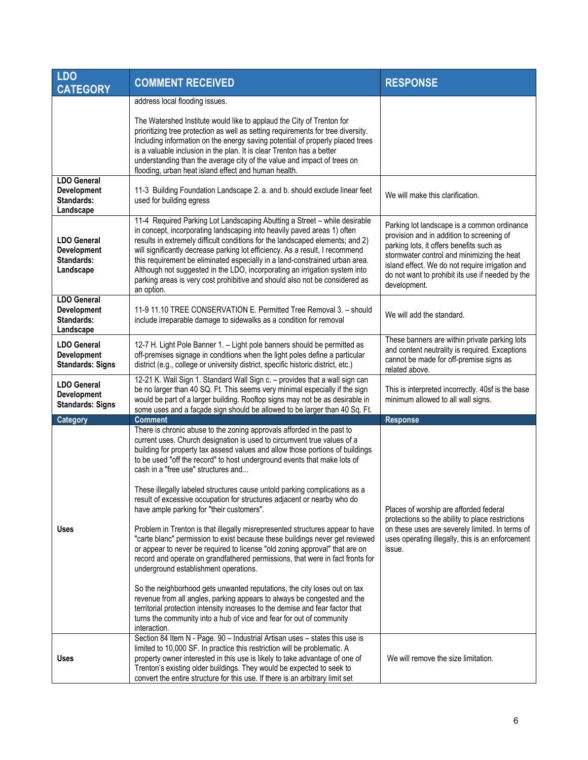| LDO CATEGORY | COMMENT RECEIVED | RESPONSE |
|---|---|---|
| | address local flooding issues.<br><br>The Watershed Institute would like to applaud the City of Trenton for prioritizing tree protection as well as setting requirements for tree diversity. Including information on the energy saving potential of properly placed trees is a valuable inclusion in the plan. It is clear Trenton has a better understanding than the average city of the value and impact of trees on flooding, urban heat island effect and human health. | |
| **LDO General Development Standards: Landscape** | 11-3 Building Foundation Landscape 2. a. and b. should exclude linear feet used for building egress | We will make this clarification. |
| **LDO General Development Standards: Landscape** | 11-4 Required Parking Lot Landscaping Abutting a Street – while desirable in concept, incorporating landscaping into heavily paved areas 1) often results in extremely difficult conditions for the landscaped elements; and 2) will significantly decrease parking lot efficiency. As a result, I recommend this requirement be eliminated especially in a land-constrained urban area. Although not suggested in the LDO, incorporating an irrigation system into parking areas is very cost prohibitive and should also not be considered as an option. | Parking lot landscape is a common ordinance provision and in addition to screening of parking lots, it offers benefits such as stormwater control and minimizing the heat island effect. We do not require irrigation and do not want to prohibit its use if needed by the development. |
| **LDO General Development Standards: Landscape** | 11-9 11.10 TREE CONSERVATION E. Permitted Tree Removal 3. – should include irreparable damage to sidewalks as a condition for removal | We will add the standard. |
| **LDO General Development Standards: Signs** | 12-7 H. Light Pole Banner 1. – Light pole banners should be permitted as off-premises signage in conditions when the light poles define a particular district (e.g., college or university district, specific historic district, etc.) | These banners are within private parking lots and content neutrality is required. Exceptions cannot be made for off-premise signs as related above. |
| **LDO General Development Standards: Signs** | 12-21 K. Wall Sign 1. Standard Wall Sign c. – provides that a wall sign can be no larger than 40 SQ. Ft. This seems very minimal especially if the sign would be part of a larger building. Rooftop signs may not be as desirable in some uses and a façade sign should be allowed to be larger than 40 Sq. Ft. | This is interpreted incorrectly. 40sf is the base minimum allowed to all wall signs. |
| **Category** | **Comment** | **Response** |
| **Uses** | There is chronic abuse to the zoning approvals afforded in the past to current uses. Church designation is used to circumvent true values of a building for property tax assessed values and allow those portions of buildings to be used "off the record" to host underground events that make lots of cash in a "free use" structures and...<br><br>These illegally labeled structures cause untold parking complications as a result of excessive occupation for structures adjacent or nearby who do have ample parking for "their customers".<br><br>Problem in Trenton is that illegally misrepresented structures appear to have "carte blanc" permission to exist because these buildings never get reviewed or appear to never be required to license "old zoning approval" that are on record and operate on grandfathered permissions, that were in fact fronts for underground establishment operations.<br><br>So the neighborhood gets unwanted reputations, the city loses out on tax revenue from all angles, parking appears to always be congested and the territorial protection intensity increases to the demise and fear factor that turns the community into a hub of vice and fear for out of community interaction. | Places of worship are afforded federal protections so the ability to place restrictions on these uses are severely limited. In terms of uses operating illegally, this is an enforcement issue. |
| **Uses** | Section 84 Item N - Page. 90 – Industrial Artisan uses – states this use is limited to 10,000 SF. In practice this restriction will be problematic. A property owner interested in this use is likely to take advantage of one of Trenton's existing older buildings. They would be expected to seek to convert the entire structure for this use. If there is an arbitrary limit set | We will remove the size limitation. |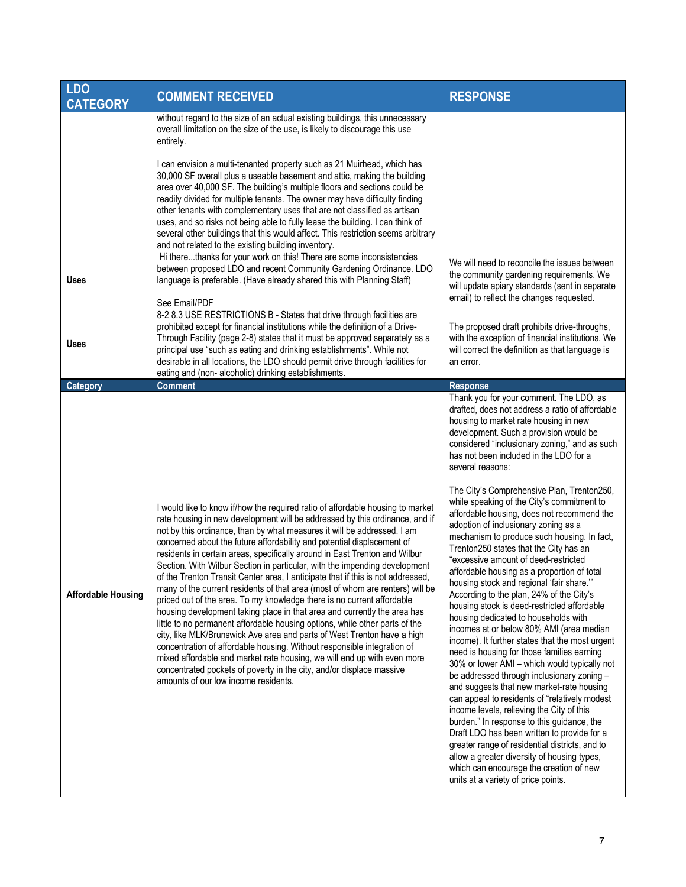| LDO CATEGORY | COMMENT RECEIVED | RESPONSE |
|---|---|---|
| | without regard to the size of an actual existing buildings, this unnecessary overall limitation on the size of the use, is likely to discourage this use entirely.<br><br>I can envision a multi-tenanted property such as 21 Muirhead, which has 30,000 SF overall plus a useable basement and attic, making the building area over 40,000 SF. The building's multiple floors and sections could be readily divided for multiple tenants. The owner may have difficulty finding other tenants with complementary uses that are not classified as artisan uses, and so risks not being able to fully lease the building. I can think of several other buildings that this would affect. This restriction seems arbitrary and not related to the existing building inventory. | |
| **Uses** | Hi there...thanks for your work on this! There are some inconsistencies between proposed LDO and recent Community Gardening Ordinance. LDO language is preferable. (Have already shared this with Planning Staff)<br><br>See Email/PDF | We will need to reconcile the issues between the community gardening requirements. We will update apiary standards (sent in separate email) to reflect the changes requested. |
| **Uses** | 8-2 8.3 USE RESTRICTIONS B - States that drive through facilities are prohibited except for financial institutions while the definition of a Drive-Through Facility (page 2-8) states that it must be approved separately as a principal use "such as eating and drinking establishments". While not desirable in all locations, the LDO should permit drive through facilities for eating and (non- alcoholic) drinking establishments. | The proposed draft prohibits drive-throughs, with the exception of financial institutions. We will correct the definition as that language is an error. |
| **Category** | **Comment** | **Response** |
| **Affordable Housing** | I would like to know if/how the required ratio of affordable housing to market rate housing in new development will be addressed by this ordinance, and if not by this ordinance, than by what measures it will be addressed. I am concerned about the future affordability and potential displacement of residents in certain areas, specifically around in East Trenton and Wilbur Section. With Wilbur Section in particular, with the impending development of the Trenton Transit Center area, I anticipate that if this is not addressed, many of the current residents of that area (most of whom are renters) will be priced out of the area. To my knowledge there is no current affordable housing development taking place in that area and currently the area has little to no permanent affordable housing options, while other parts of the city, like MLK/Brunswick Ave area and parts of West Trenton have a high concentration of affordable housing. Without responsible integration of mixed affordable and market rate housing, we will end up with even more concentrated pockets of poverty in the city, and/or displace massive amounts of our low income residents. | Thank you for your comment. The LDO, as drafted, does not address a ratio of affordable housing to market rate housing in new development. Such a provision would be considered "inclusionary zoning," and as such has not been included in the LDO for a several reasons:<br><br>The City's Comprehensive Plan, Trenton250, while speaking of the City's commitment to affordable housing, does not recommend the adoption of inclusionary zoning as a mechanism to produce such housing. In fact, Trenton250 states that the City has an "excessive amount of deed-restricted affordable housing as a proportion of total housing stock and regional 'fair share.'" According to the plan, 24% of the City's housing stock is deed-restricted affordable housing dedicated to households with incomes at or below 80% AMI (area median income). It further states that the most urgent need is housing for those families earning 30% or lower AMI – which would typically not be addressed through inclusionary zoning – and suggests that new market-rate housing can appeal to residents of "relatively modest income levels, relieving the City of this burden." In response to this guidance, the Draft LDO has been written to provide for a greater range of residential districts, and to allow a greater diversity of housing types, which can encourage the creation of new units at a variety of price points. |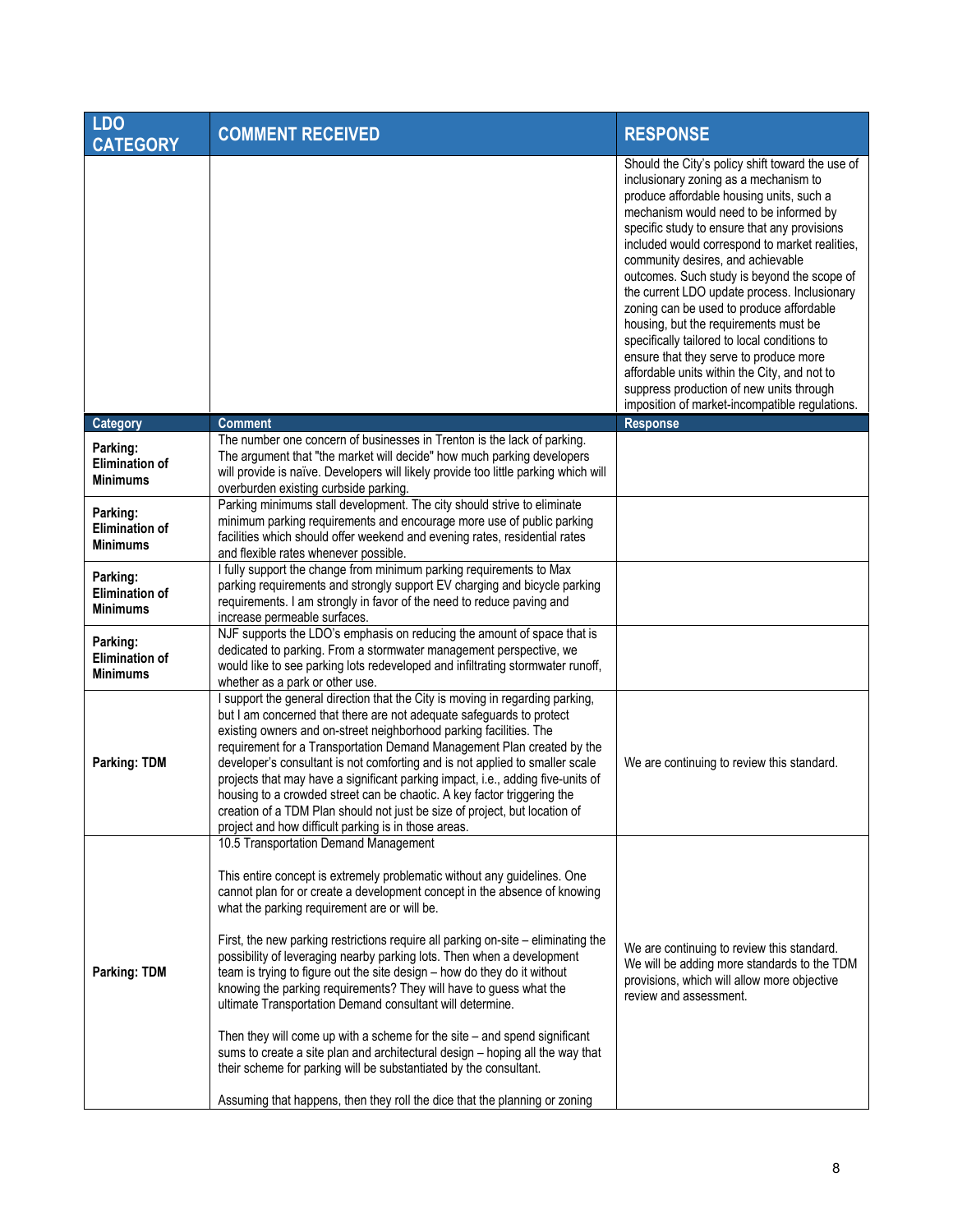| LDO CATEGORY | COMMENT RECEIVED | RESPONSE |
|---|---|---|
| | | Should the City's policy shift toward the use of inclusionary zoning as a mechanism to produce affordable housing units, such a mechanism would need to be informed by specific study to ensure that any provisions included would correspond to market realities, community desires, and achievable outcomes. Such study is beyond the scope of the current LDO update process. Inclusionary zoning can be used to produce affordable housing, but the requirements must be specifically tailored to local conditions to ensure that they serve to produce more affordable units within the City, and not to suppress production of new units through imposition of market-incompatible regulations. |
| **Category** | **Comment** | **Response** |
| **Parking: Elimination of Minimums** | The number one concern of businesses in Trenton is the lack of parking. The argument that "the market will decide" how much parking developers will provide is naïve. Developers will likely provide too little parking which will overburden existing curbside parking. | |
| **Parking: Elimination of Minimums** | Parking minimums stall development. The city should strive to eliminate minimum parking requirements and encourage more use of public parking facilities which should offer weekend and evening rates, residential rates and flexible rates whenever possible. | |
| **Parking: Elimination of Minimums** | I fully support the change from minimum parking requirements to Max parking requirements and strongly support EV charging and bicycle parking requirements. I am strongly in favor of the need to reduce paving and increase permeable surfaces. | |
| **Parking: Elimination of Minimums** | NJF supports the LDO's emphasis on reducing the amount of space that is dedicated to parking. From a stormwater management perspective, we would like to see parking lots redeveloped and infiltrating stormwater runoff, whether as a park or other use. | |
| **Parking: TDM** | I support the general direction that the City is moving in regarding parking, but I am concerned that there are not adequate safeguards to protect existing owners and on-street neighborhood parking facilities. The requirement for a Transportation Demand Management Plan created by the developer's consultant is not comforting and is not applied to smaller scale projects that may have a significant parking impact, i.e., adding five-units of housing to a crowded street can be chaotic. A key factor triggering the creation of a TDM Plan should not just be size of project, but location of project and how difficult parking is in those areas. | We are continuing to review this standard. |
| **Parking: TDM** | 10.5 Transportation Demand Management<br><br>This entire concept is extremely problematic without any guidelines. One cannot plan for or create a development concept in the absence of knowing what the parking requirement are or will be.<br><br>First, the new parking restrictions require all parking on-site – eliminating the possibility of leveraging nearby parking lots. Then when a development team is trying to figure out the site design – how do they do it without knowing the parking requirements? They will have to guess what the ultimate Transportation Demand consultant will determine.<br><br>Then they will come up with a scheme for the site – and spend significant sums to create a site plan and architectural design – hoping all the way that their scheme for parking will be substantiated by the consultant.<br><br>Assuming that happens, then they roll the dice that the planning or zoning | We are continuing to review this standard. We will be adding more standards to the TDM provisions, which will allow more objective review and assessment. |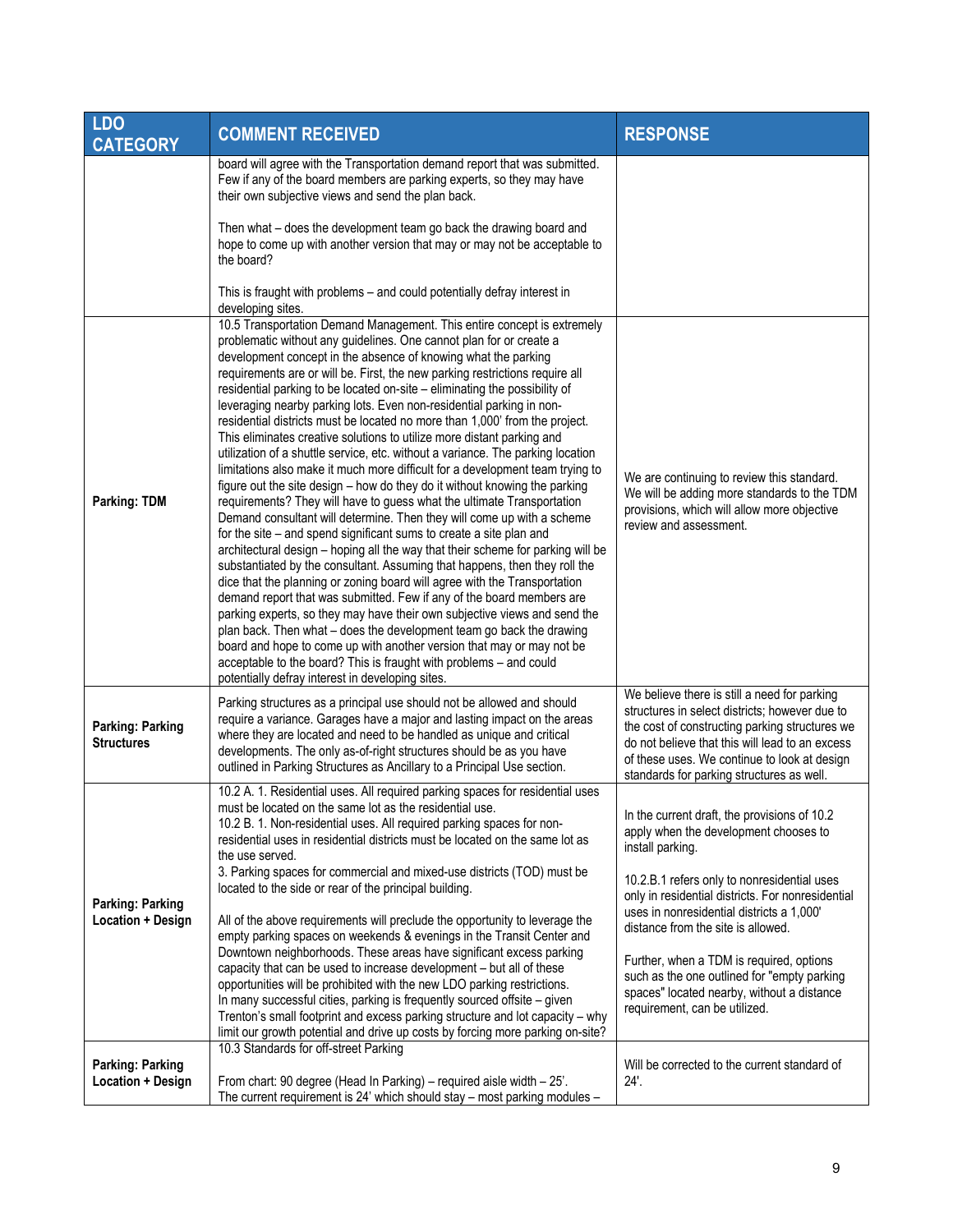| LDO CATEGORY | COMMENT RECEIVED | RESPONSE |
|---|---|---|
| | board will agree with the Transportation demand report that was submitted. Few if any of the board members are parking experts, so they may have their own subjective views and send the plan back.<br><br>Then what – does the development team go back the drawing board and hope to come up with another version that may or may not be acceptable to the board?<br><br>This is fraught with problems – and could potentially defray interest in developing sites. | |
| **Parking: TDM** | 10.5 Transportation Demand Management. This entire concept is extremely problematic without any guidelines. One cannot plan for or create a development concept in the absence of knowing what the parking requirements are or will be. First, the new parking restrictions require all residential parking to be located on-site – eliminating the possibility of leveraging nearby parking lots. Even non-residential parking in non-residential districts must be located no more than 1,000' from the project. This eliminates creative solutions to utilize more distant parking and utilization of a shuttle service, etc. without a variance. The parking location limitations also make it much more difficult for a development team trying to figure out the site design – how do they do it without knowing the parking requirements? They will have to guess what the ultimate Transportation Demand consultant will determine. Then they will come up with a scheme for the site – and spend significant sums to create a site plan and architectural design – hoping all the way that their scheme for parking will be substantiated by the consultant. Assuming that happens, then they roll the dice that the planning or zoning board will agree with the Transportation demand report that was submitted. Few if any of the board members are parking experts, so they may have their own subjective views and send the plan back. Then what – does the development team go back the drawing board and hope to come up with another version that may or may not be acceptable to the board? This is fraught with problems – and could potentially defray interest in developing sites. | We are continuing to review this standard. We will be adding more standards to the TDM provisions, which will allow more objective review and assessment. |
| **Parking: Parking Structures** | Parking structures as a principal use should not be allowed and should require a variance. Garages have a major and lasting impact on the areas where they are located and need to be handled as unique and critical developments. The only as-of-right structures should be as you have outlined in Parking Structures as Ancillary to a Principal Use section. | We believe there is still a need for parking structures in select districts; however due to the cost of constructing parking structures we do not believe that this will lead to an excess of these uses. We continue to look at design standards for parking structures as well. |
| **Parking: Parking Location + Design** | 10.2 A. 1. Residential uses. All required parking spaces for residential uses must be located on the same lot as the residential use.<br>10.2 B. 1. Non-residential uses. All required parking spaces for non-residential uses in residential districts must be located on the same lot as the use served.<br>3. Parking spaces for commercial and mixed-use districts (TOD) must be located to the side or rear of the principal building.<br><br>All of the above requirements will preclude the opportunity to leverage the empty parking spaces on weekends & evenings in the Transit Center and Downtown neighborhoods. These areas have significant excess parking capacity that can be used to increase development – but all of these opportunities will be prohibited with the new LDO parking restrictions.<br>In many successful cities, parking is frequently sourced offsite – given Trenton's small footprint and excess parking structure and lot capacity – why limit our growth potential and drive up costs by forcing more parking on-site? | In the current draft, the provisions of 10.2 apply when the development chooses to install parking.<br><br>10.2.B.1 refers only to nonresidential uses only in residential districts. For nonresidential uses in nonresidential districts a 1,000' distance from the site is allowed.<br><br>Further, when a TDM is required, options such as the one outlined for "empty parking spaces" located nearby, without a distance requirement, can be utilized. |
| **Parking: Parking Location + Design** | 10.3 Standards for off-street Parking<br><br>From chart: 90 degree (Head In Parking) – required aisle width – 25'.<br>The current requirement is 24' which should stay – most parking modules – | Will be corrected to the current standard of 24'. |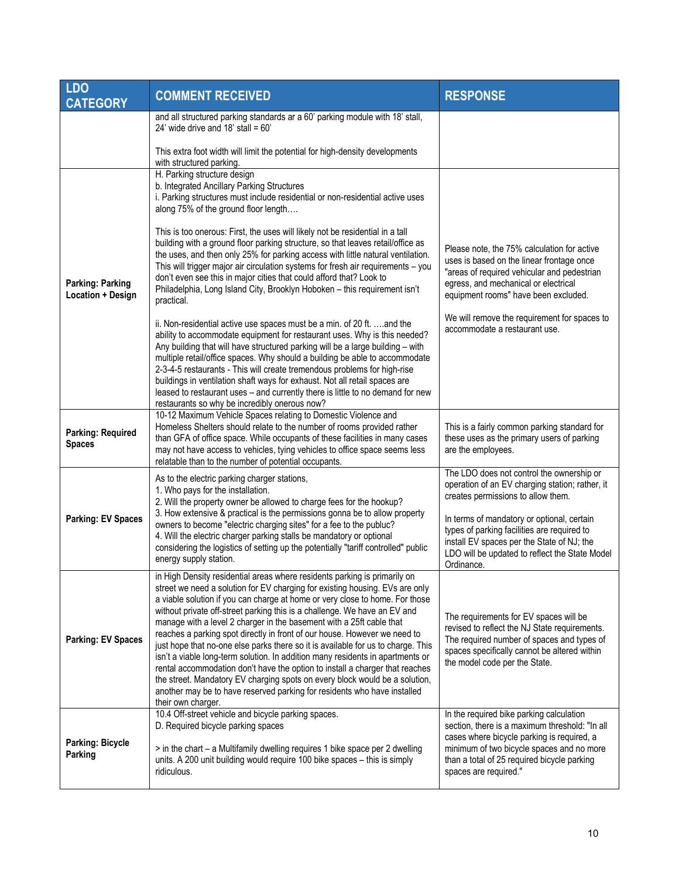| LDO CATEGORY | COMMENT RECEIVED | RESPONSE |
|---|---|---|
| | and all structured parking standards ar a 60' parking module with 18' stall, 24' wide drive and 18' stall = 60'<br><br>This extra foot width will limit the potential for high-density developments with structured parking. | |
| **Parking: Parking Location + Design** | H. Parking structure design<br>b. Integrated Ancillary Parking Structures<br>i. Parking structures must include residential or non-residential active uses along 75% of the ground floor length….<br><br>This is too onerous: First, the uses will likely not be residential in a tall building with a ground floor parking structure, so that leaves retail/office as the uses, and then only 25% for parking access with little natural ventilation. This will trigger major air circulation systems for fresh air requirements – you don't even see this in major cities that could afford that? Look to Philadelphia, Long Island City, Brooklyn Hoboken – this requirement isn't practical.<br><br>ii. Non-residential active use spaces must be a min. of 20 ft. ….and the ability to accommodate equipment for restaurant uses. Why is this needed? Any building that will have structured parking will be a large building – with multiple retail/office spaces. Why should a building be able to accommodate 2-3-4-5 restaurants - This will create tremendous problems for high-rise buildings in ventilation shaft ways for exhaust. Not all retail spaces are leased to restaurant uses – and currently there is little to no demand for new restaurants so why be incredibly onerous now? | Please note, the 75% calculation for active uses is based on the linear frontage once "areas of required vehicular and pedestrian egress, and mechanical or electrical equipment rooms" have been excluded.<br><br>We will remove the requirement for spaces to accommodate a restaurant use. |
| **Parking: Required Spaces** | 10-12 Maximum Vehicle Spaces relating to Domestic Violence and Homeless Shelters should relate to the number of rooms provided rather than GFA of office space. While occupants of these facilities in many cases may not have access to vehicles, tying vehicles to office space seems less relatable than to the number of potential occupants. | This is a fairly common parking standard for these uses as the primary users of parking are the employees. |
| **Parking: EV Spaces** | As to the electric parking charger stations,<br>1. Who pays for the installation.<br>2. Will the property owner be allowed to charge fees for the hookup?<br>3. How extensive & practical is the permissions gonna be to allow property owners to become "electric charging sites" for a fee to the pubIuc?<br>4. Will the electric charger parking stalls be mandatory or optional considering the logistics of setting up the potentially "tariff controlled" public energy supply station. | The LDO does not control the ownership or operation of an EV charging station; rather, it creates permissions to allow them.<br><br>In terms of mandatory or optional, certain types of parking facilities are required to install EV spaces per the State of NJ; the LDO will be updated to reflect the State Model Ordinance. |
| **Parking: EV Spaces** | in High Density residential areas where residents parking is primarily on street we need a solution for EV charging for existing housing. EVs are only a viable solution if you can charge at home or very close to home. For those without private off-street parking this is a challenge. We have an EV and manage with a level 2 charger in the basement with a 25ft cable that reaches a parking spot directly in front of our house. However we need to just hope that no-one else parks there so it is available for us to charge. This isn't a viable long-term solution. In addition many residents in apartments or rental accommodation don't have the option to install a charger that reaches the street. Mandatory EV charging spots on every block would be a solution, another may be to have reserved parking for residents who have installed their own charger. | The requirements for EV spaces will be revised to reflect the NJ State requirements. The required number of spaces and types of spaces specifically cannot be altered within the model code per the State. |
| **Parking: Bicycle Parking** | 10.4 Off-street vehicle and bicycle parking spaces.<br>D. Required bicycle parking spaces<br><br>> in the chart – a Multifamily dwelling requires 1 bike space per 2 dwelling units. A 200 unit building would require 100 bike spaces – this is simply ridiculous. | In the required bike parking calculation section, there is a maximum threshold: "In all cases where bicycle parking is required, a minimum of two bicycle spaces and no more than a total of 25 required bicycle parking spaces are required." |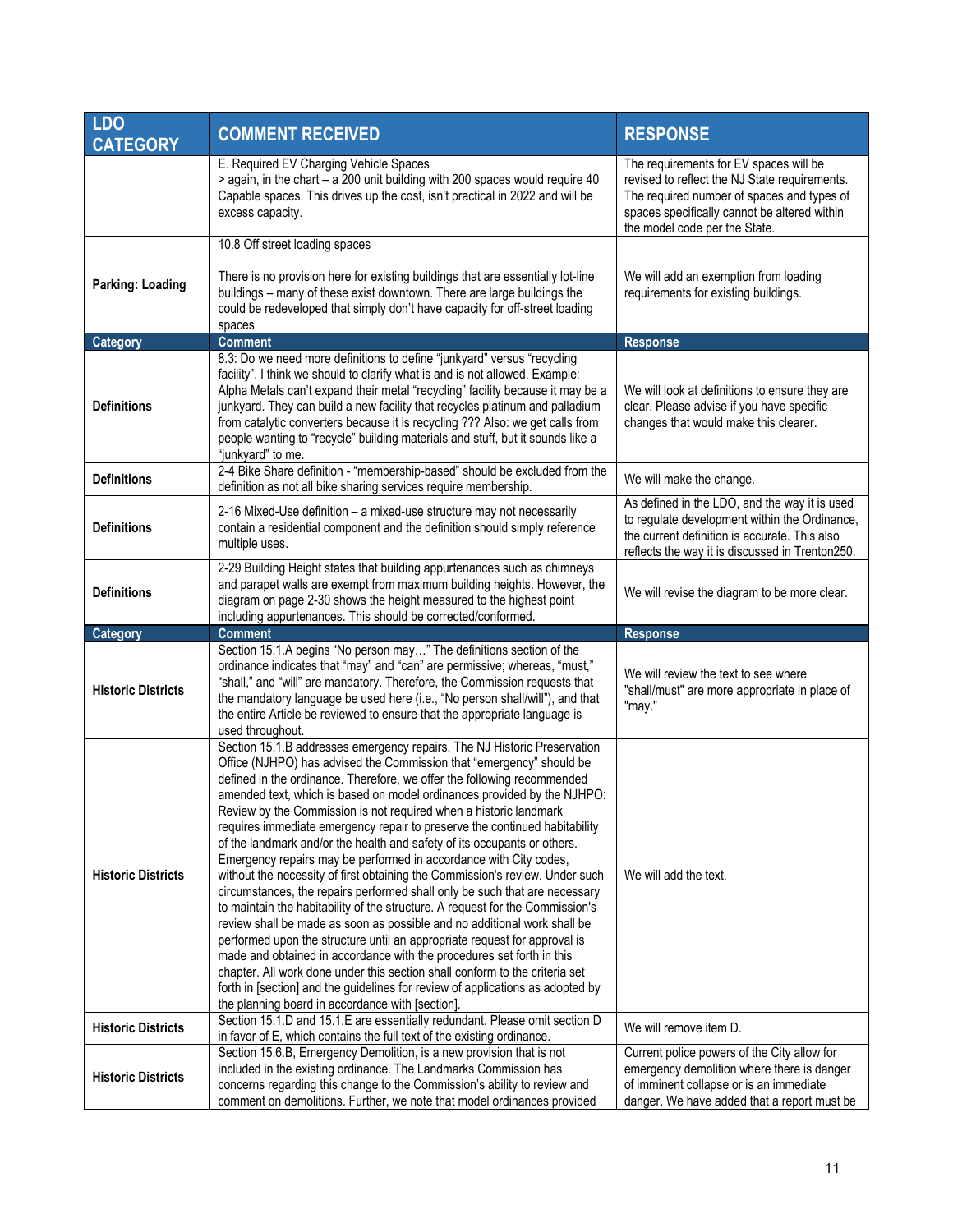| LDO CATEGORY | COMMENT RECEIVED | RESPONSE |
|---|---|---|
| | E. Required EV Charging Vehicle Spaces<br>> again, in the chart – a 200 unit building with 200 spaces would require 40 Capable spaces. This drives up the cost, isn't practical in 2022 and will be excess capacity. | The requirements for EV spaces will be revised to reflect the NJ State requirements. The required number of spaces and types of spaces specifically cannot be altered within the model code per the State. |
| Parking: Loading | 10.8 Off street loading spaces<br><br>There is no provision here for existing buildings that are essentially lot-line buildings – many of these exist downtown. There are large buildings the could be redeveloped that simply don't have capacity for off-street loading spaces | We will add an exemption from loading requirements for existing buildings. |
| **Category** | **Comment** | **Response** |
| Definitions | 8.3: Do we need more definitions to define "junkyard" versus "recycling facility". I think we should to clarify what is and is not allowed. Example: Alpha Metals can't expand their metal "recycling" facility because it may be a junkyard. They can build a new facility that recycles platinum and palladium from catalytic converters because it is recycling ??? Also: we get calls from people wanting to "recycle" building materials and stuff, but it sounds like a "junkyard" to me. | We will look at definitions to ensure they are clear. Please advise if you have specific changes that would make this clearer. |
| Definitions | 2-4 Bike Share definition - "membership-based" should be excluded from the definition as not all bike sharing services require membership. | We will make the change. |
| Definitions | 2-16 Mixed-Use definition – a mixed-use structure may not necessarily contain a residential component and the definition should simply reference multiple uses. | As defined in the LDO, and the way it is used to regulate development within the Ordinance, the current definition is accurate. This also reflects the way it is discussed in Trenton250. |
| Definitions | 2-29 Building Height states that building appurtenances such as chimneys and parapet walls are exempt from maximum building heights. However, the diagram on page 2-30 shows the height measured to the highest point including appurtenances. This should be corrected/conformed. | We will revise the diagram to be more clear. |
| **Category** | **Comment** | **Response** |
| Historic Districts | Section 15.1.A begins "No person may…" The definitions section of the ordinance indicates that "may" and "can" are permissive; whereas, "must," "shall," and "will" are mandatory. Therefore, the Commission requests that the mandatory language be used here (i.e., "No person shall/will"), and that the entire Article be reviewed to ensure that the appropriate language is used throughout. | We will review the text to see where "shall/must" are more appropriate in place of "may." |
| Historic Districts | Section 15.1.B addresses emergency repairs. The NJ Historic Preservation Office (NJHPO) has advised the Commission that "emergency" should be defined in the ordinance. Therefore, we offer the following recommended amended text, which is based on model ordinances provided by the NJHPO: Review by the Commission is not required when a historic landmark requires immediate emergency repair to preserve the continued habitability of the landmark and/or the health and safety of its occupants or others. Emergency repairs may be performed in accordance with City codes, without the necessity of first obtaining the Commission's review. Under such circumstances, the repairs performed shall only be such that are necessary to maintain the habitability of the structure. A request for the Commission's review shall be made as soon as possible and no additional work shall be performed upon the structure until an appropriate request for approval is made and obtained in accordance with the procedures set forth in this chapter. All work done under this section shall conform to the criteria set forth in [section] and the guidelines for review of applications as adopted by the planning board in accordance with [section]. | We will add the text. |
| Historic Districts | Section 15.1.D and 15.1.E are essentially redundant. Please omit section D in favor of E, which contains the full text of the existing ordinance. | We will remove item D. |
| Historic Districts | Section 15.6.B, Emergency Demolition, is a new provision that is not included in the existing ordinance. The Landmarks Commission has concerns regarding this change to the Commission's ability to review and comment on demolitions. Further, we note that model ordinances provided | Current police powers of the City allow for emergency demolition where there is danger of imminent collapse or is an immediate danger. We have added that a report must be |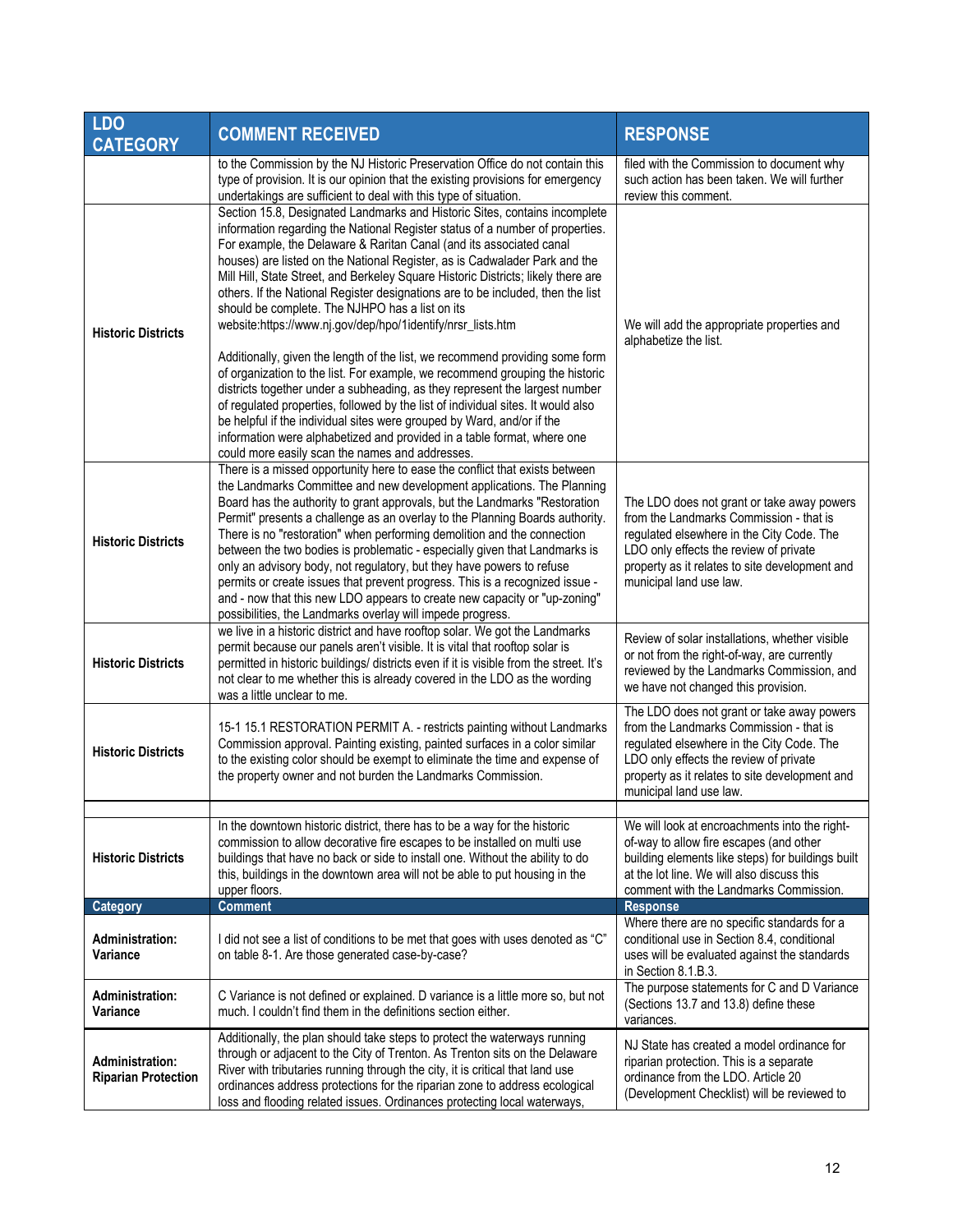| LDO CATEGORY | COMMENT RECEIVED | RESPONSE |
|---|---|---|
| | to the Commission by the NJ Historic Preservation Office do not contain this type of provision. It is our opinion that the existing provisions for emergency undertakings are sufficient to deal with this type of situation. | filed with the Commission to document why such action has been taken. We will further review this comment. |
| **Historic Districts** | Section 15.8, Designated Landmarks and Historic Sites, contains incomplete information regarding the National Register status of a number of properties. For example, the Delaware & Raritan Canal (and its associated canal houses) are listed on the National Register, as is Cadwalader Park and the Mill Hill, State Street, and Berkeley Square Historic Districts; likely there are others. If the National Register designations are to be included, then the list should be complete. The NJHPO has a list on its website:https://www.nj.gov/dep/hpo/1identify/nrsr_lists.htm<br><br>Additionally, given the length of the list, we recommend providing some form of organization to the list. For example, we recommend grouping the historic districts together under a subheading, as they represent the largest number of regulated properties, followed by the list of individual sites. It would also be helpful if the individual sites were grouped by Ward, and/or if the information were alphabetized and provided in a table format, where one could more easily scan the names and addresses. | We will add the appropriate properties and alphabetize the list. |
| **Historic Districts** | There is a missed opportunity here to ease the conflict that exists between the Landmarks Committee and new development applications. The Planning Board has the authority to grant approvals, but the Landmarks "Restoration Permit" presents a challenge as an overlay to the Planning Boards authority. There is no "restoration" when performing demolition and the connection between the two bodies is problematic - especially given that Landmarks is only an advisory body, not regulatory, but they have powers to refuse permits or create issues that prevent progress. This is a recognized issue - and - now that this new LDO appears to create new capacity or "up-zoning" possibilities, the Landmarks overlay will impede progress. | The LDO does not grant or take away powers from the Landmarks Commission - that is regulated elsewhere in the City Code. The LDO only effects the review of private property as it relates to site development and municipal land use law. |
| **Historic Districts** | we live in a historic district and have rooftop solar. We got the Landmarks permit because our panels aren't visible. It is vital that rooftop solar is permitted in historic buildings/ districts even if it is visible from the street. It's not clear to me whether this is already covered in the LDO as the wording was a little unclear to me. | Review of solar installations, whether visible or not from the right-of-way, are currently reviewed by the Landmarks Commission, and we have not changed this provision. |
| **Historic Districts** | 15-1 15.1 RESTORATION PERMIT A. - restricts painting without Landmarks Commission approval. Painting existing, painted surfaces in a color similar to the existing color should be exempt to eliminate the time and expense of the property owner and not burden the Landmarks Commission. | The LDO does not grant or take away powers from the Landmarks Commission - that is regulated elsewhere in the City Code. The LDO only effects the review of private property as it relates to site development and municipal land use law. |
| | | |
| **Historic Districts** | In the downtown historic district, there has to be a way for the historic commission to allow decorative fire escapes to be installed on multi use buildings that have no back or side to install one. Without the ability to do this, buildings in the downtown area will not be able to put housing in the upper floors. | We will look at encroachments into the right-of-way to allow fire escapes (and other building elements like steps) for buildings built at the lot line. We will also discuss this comment with the Landmarks Commission. |
| **Category** | **Comment** | **Response** |
| **Administration: Variance** | I did not see a list of conditions to be met that goes with uses denoted as "C" on table 8-1. Are those generated case-by-case? | Where there are no specific standards for a conditional use in Section 8.4, conditional uses will be evaluated against the standards in Section 8.1.B.3. |
| **Administration: Variance** | C Variance is not defined or explained. D variance is a little more so, but not much. I couldn't find them in the definitions section either. | The purpose statements for C and D Variance (Sections 13.7 and 13.8) define these variances. |
| **Administration: Riparian Protection** | Additionally, the plan should take steps to protect the waterways running through or adjacent to the City of Trenton. As Trenton sits on the Delaware River with tributaries running through the city, it is critical that land use ordinances address protections for the riparian zone to address ecological loss and flooding related issues. Ordinances protecting local waterways, | NJ State has created a model ordinance for riparian protection. This is a separate ordinance from the LDO. Article 20 (Development Checklist) will be reviewed to |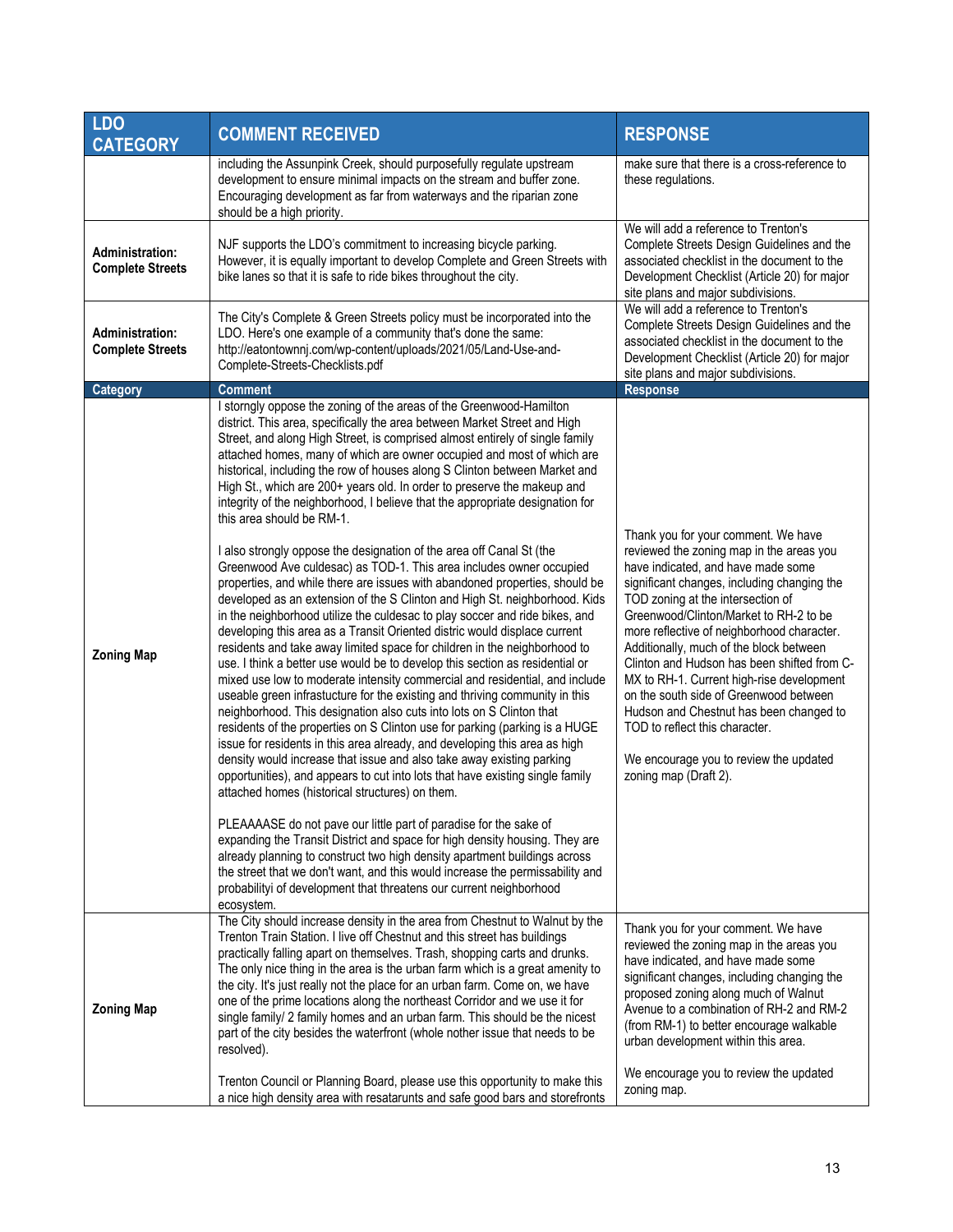| LDO CATEGORY | COMMENT RECEIVED | RESPONSE |
|---|---|---|
| | including the Assunpink Creek, should purposefully regulate upstream development to ensure minimal impacts on the stream and buffer zone. Encouraging development as far from waterways and the riparian zone should be a high priority. | make sure that there is a cross-reference to these regulations. |
| **Administration: Complete Streets** | NJF supports the LDO's commitment to increasing bicycle parking. However, it is equally important to develop Complete and Green Streets with bike lanes so that it is safe to ride bikes throughout the city. | We will add a reference to Trenton's Complete Streets Design Guidelines and the associated checklist in the document to the Development Checklist (Article 20) for major site plans and major subdivisions. |
| **Administration: Complete Streets** | The City's Complete & Green Streets policy must be incorporated into the LDO. Here's one example of a community that's done the same: http://eatontownnj.com/wp-content/uploads/2021/05/Land-Use-and-Complete-Streets-Checklists.pdf | We will add a reference to Trenton's Complete Streets Design Guidelines and the associated checklist in the document to the Development Checklist (Article 20) for major site plans and major subdivisions. |
| **Category** | **Comment** | **Response** |
| **Zoning Map** | I storngly oppose the zoning of the areas of the Greenwood-Hamilton district. This area, specifically the area between Market Street and High Street, and along High Street, is comprised almost entirely of single family attached homes, many of which are owner occupied and most of which are historical, including the row of houses along S Clinton between Market and High St., which are 200+ years old. In order to preserve the makeup and integrity of the neighborhood, I believe that the appropriate designation for this area should be RM-1.<br><br>I also strongly oppose the designation of the area off Canal St (the Greenwood Ave culdesac) as TOD-1. This area includes owner occupied properties, and while there are issues with abandoned properties, should be developed as an extension of the S Clinton and High St. neighborhood. Kids in the neighborhood utilize the culdesac to play soccer and ride bikes, and developing this area as a Transit Oriented distric would displace current residents and take away limited space for children in the neighborhood to use. I think a better use would be to develop this section as residential or mixed use low to moderate intensity commercial and residential, and include useable green infrastucture for the existing and thriving community in this neighborhood. This designation also cuts into lots on S Clinton that residents of the properties on S Clinton use for parking (parking is a HUGE issue for residents in this area already, and developing this area as high density would increase that issue and also take away existing parking opportunities), and appears to cut into lots that have existing single family attached homes (historical structures) on them.<br><br>PLEAAAASE do not pave our little part of paradise for the sake of expanding the Transit District and space for high density housing. They are already planning to construct two high density apartment buildings across the street that we don't want, and this would increase the permissability and probabilityi of development that threatens our current neighborhood ecosystem. | Thank you for your comment. We have reviewed the zoning map in the areas you have indicated, and have made some significant changes, including changing the TOD zoning at the intersection of Greenwood/Clinton/Market to RH-2 to be more reflective of neighborhood character. Additionally, much of the block between Clinton and Hudson has been shifted from C-MX to RH-1. Current high-rise development on the south side of Greenwood between Hudson and Chestnut has been changed to TOD to reflect this character.<br><br>We encourage you to review the updated zoning map (Draft 2). |
| **Zoning Map** | The City should increase density in the area from Chestnut to Walnut by the Trenton Train Station. I live off Chestnut and this street has buildings practically falling apart on themselves. Trash, shopping carts and drunks. The only nice thing in the area is the urban farm which is a great amenity to the city. It's just really not the place for an urban farm. Come on, we have one of the prime locations along the northeast Corridor and we use it for single family/ 2 family homes and an urban farm. This should be the nicest part of the city besides the waterfront (whole nother issue that needs to be resolved).<br><br>Trenton Council or Planning Board, please use this opportunity to make this a nice high density area with resataruNts and safe good bars and storefronts | Thank you for your comment. We have reviewed the zoning map in the areas you have indicated, and have made some significant changes, including changing the proposed zoning along much of Walnut Avenue to a combination of RH-2 and RM-2 (from RM-1) to better encourage walkable urban development within this area.<br><br>We encourage you to review the updated zoning map. |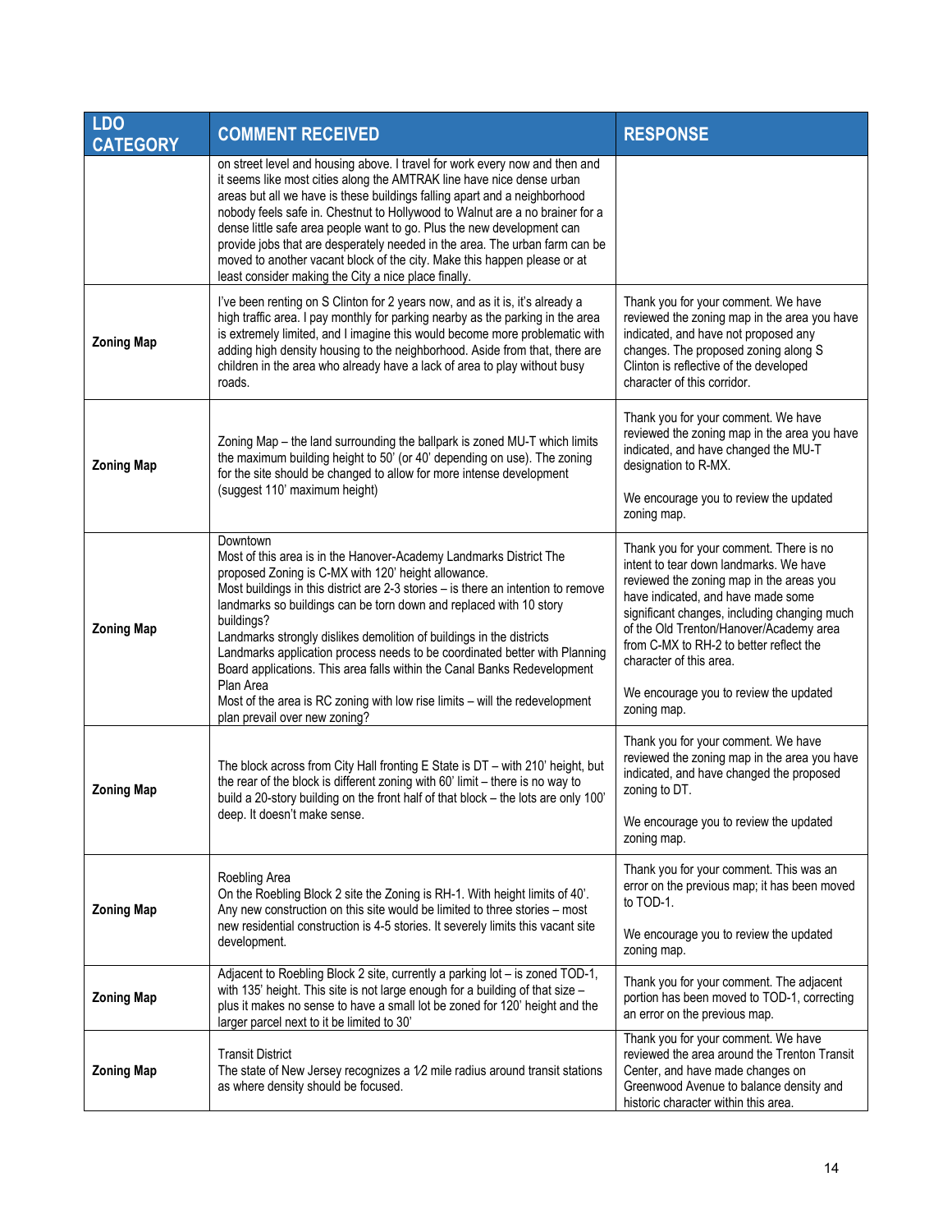| LDO CATEGORY | COMMENT RECEIVED | RESPONSE |
|---|---|---|
| | on street level and housing above. I travel for work every now and then and it seems like most cities along the AMTRAK line have nice dense urban areas but all we have is these buildings falling apart and a neighborhood nobody feels safe in. Chestnut to Hollywood to Walnut are a no brainer for a dense little safe area people want to go. Plus the new development can provide jobs that are desperately needed in the area. The urban farm can be moved to another vacant block of the city. Make this happen please or at least consider making the City a nice place finally. | |
| Zoning Map | I've been renting on S Clinton for 2 years now, and as it is, it's already a high traffic area. I pay monthly for parking nearby as the parking in the area is extremely limited, and I imagine this would become more problematic with adding high density housing to the neighborhood. Aside from that, there are children in the area who already have a lack of area to play without busy roads. | Thank you for your comment. We have reviewed the zoning map in the area you have indicated, and have not proposed any changes. The proposed zoning along S Clinton is reflective of the developed character of this corridor. |
| Zoning Map | Zoning Map – the land surrounding the ballpark is zoned MU-T which limits the maximum building height to 50' (or 40' depending on use). The zoning for the site should be changed to allow for more intense development (suggest 110' maximum height) | Thank you for your comment. We have reviewed the zoning map in the area you have indicated, and have changed the MU-T designation to R-MX.<br><br>We encourage you to review the updated zoning map. |
| Zoning Map | Downtown<br>Most of this area is in the Hanover-Academy Landmarks District The proposed Zoning is C-MX with 120' height allowance.<br>Most buildings in this district are 2-3 stories – is there an intention to remove landmarks so buildings can be torn down and replaced with 10 story buildings?<br>Landmarks strongly dislikes demolition of buildings in the districts<br>Landmarks application process needs to be coordinated better with Planning Board applications. This area falls within the Canal Banks Redevelopment Plan Area<br>Most of the area is RC zoning with low rise limits – will the redevelopment plan prevail over new zoning? | Thank you for your comment. There is no intent to tear down landmarks. We have reviewed the zoning map in the areas you have indicated, and have made some significant changes, including changing much of the Old Trenton/Hanover/Academy area from C-MX to RH-2 to better reflect the character of this area.<br><br>We encourage you to review the updated zoning map. |
| Zoning Map | The block across from City Hall fronting E State is DT – with 210' height, but the rear of the block is different zoning with 60' limit – there is no way to build a 20-story building on the front half of that block – the lots are only 100' deep. It doesn't make sense. | Thank you for your comment. We have reviewed the zoning map in the area you have indicated, and have changed the proposed zoning to DT.<br><br>We encourage you to review the updated zoning map. |
| Zoning Map | Roebling Area<br>On the Roebling Block 2 site the Zoning is RH-1. With height limits of 40'. Any new construction on this site would be limited to three stories – most new residential construction is 4-5 stories. It severely limits this vacant site development. | Thank you for your comment. This was an error on the previous map; it has been moved to TOD-1.<br><br>We encourage you to review the updated zoning map. |
| Zoning Map | Adjacent to Roebling Block 2 site, currently a parking lot – is zoned TOD-1, with 135' height. This site is not large enough for a building of that size – plus it makes no sense to have a small lot be zoned for 120' height and the larger parcel next to it be limited to 30' | Thank you for your comment. The adjacent portion has been moved to TOD-1, correcting an error on the previous map. |
| Zoning Map | Transit District<br>The state of New Jersey recognizes a 1⁄2 mile radius around transit stations as where density should be focused. | Thank you for your comment. We have reviewed the area around the Trenton Transit Center, and have made changes on Greenwood Avenue to balance density and historic character within this area. |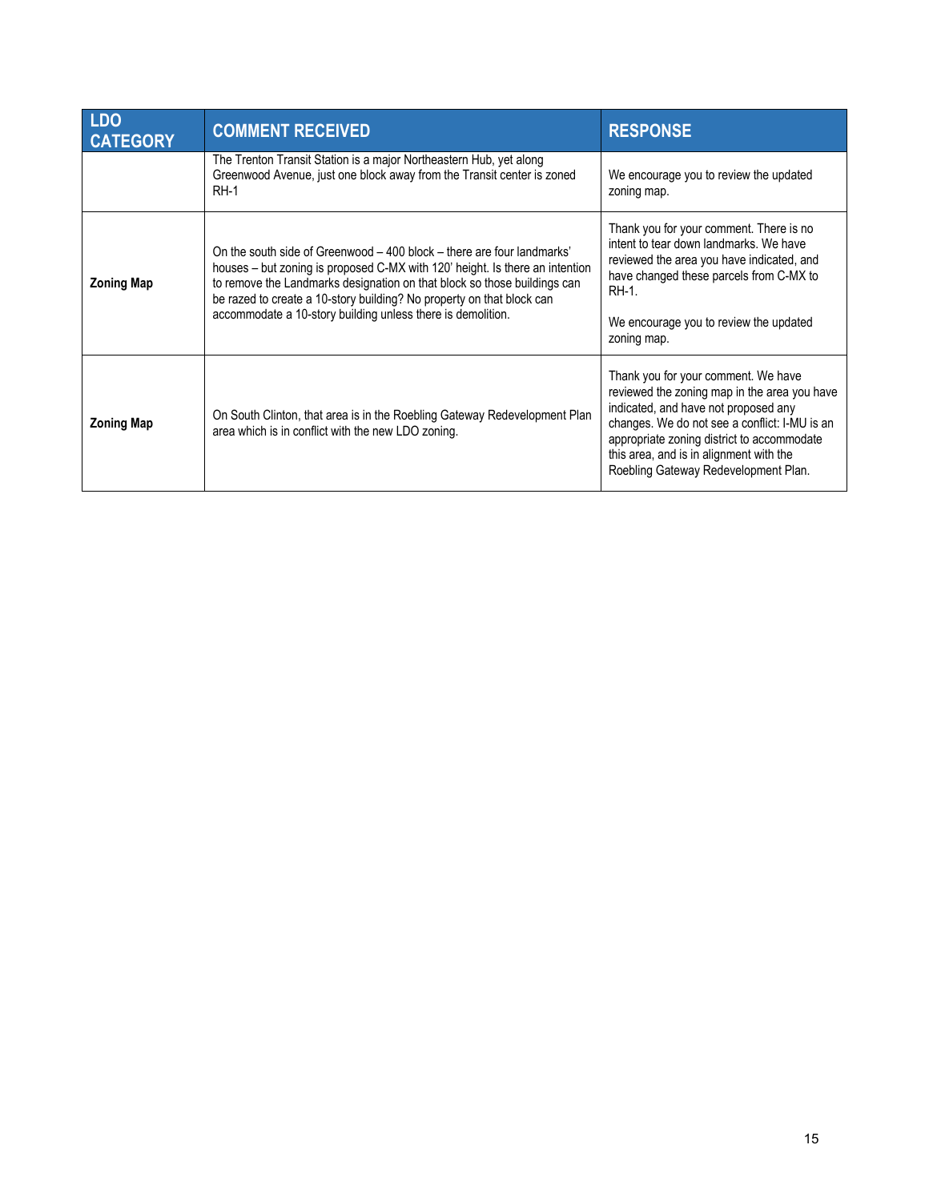| LDO CATEGORY | COMMENT RECEIVED | RESPONSE |
|---|---|---|
| | The Trenton Transit Station is a major Northeastern Hub, yet along Greenwood Avenue, just one block away from the Transit center is zoned RH-1 | We encourage you to review the updated zoning map. |
| **Zoning Map** | On the south side of Greenwood – 400 block – there are four landmarks' houses – but zoning is proposed C-MX with 120' height. Is there an intention to remove the Landmarks designation on that block so those buildings can be razed to create a 10-story building? No property on that block can accommodate a 10-story building unless there is demolition. | Thank you for your comment. There is no intent to tear down landmarks. We have reviewed the area you have indicated, and have changed these parcels from C-MX to RH-1.<br><br>We encourage you to review the updated zoning map. |
| **Zoning Map** | On South Clinton, that area is in the Roebling Gateway Redevelopment Plan area which is in conflict with the new LDO zoning. | Thank you for your comment. We have reviewed the zoning map in the area you have indicated, and have not proposed any changes. We do not see a conflict: I-MU is an appropriate zoning district to accommodate this area, and is in alignment with the Roebling Gateway Redevelopment Plan. |